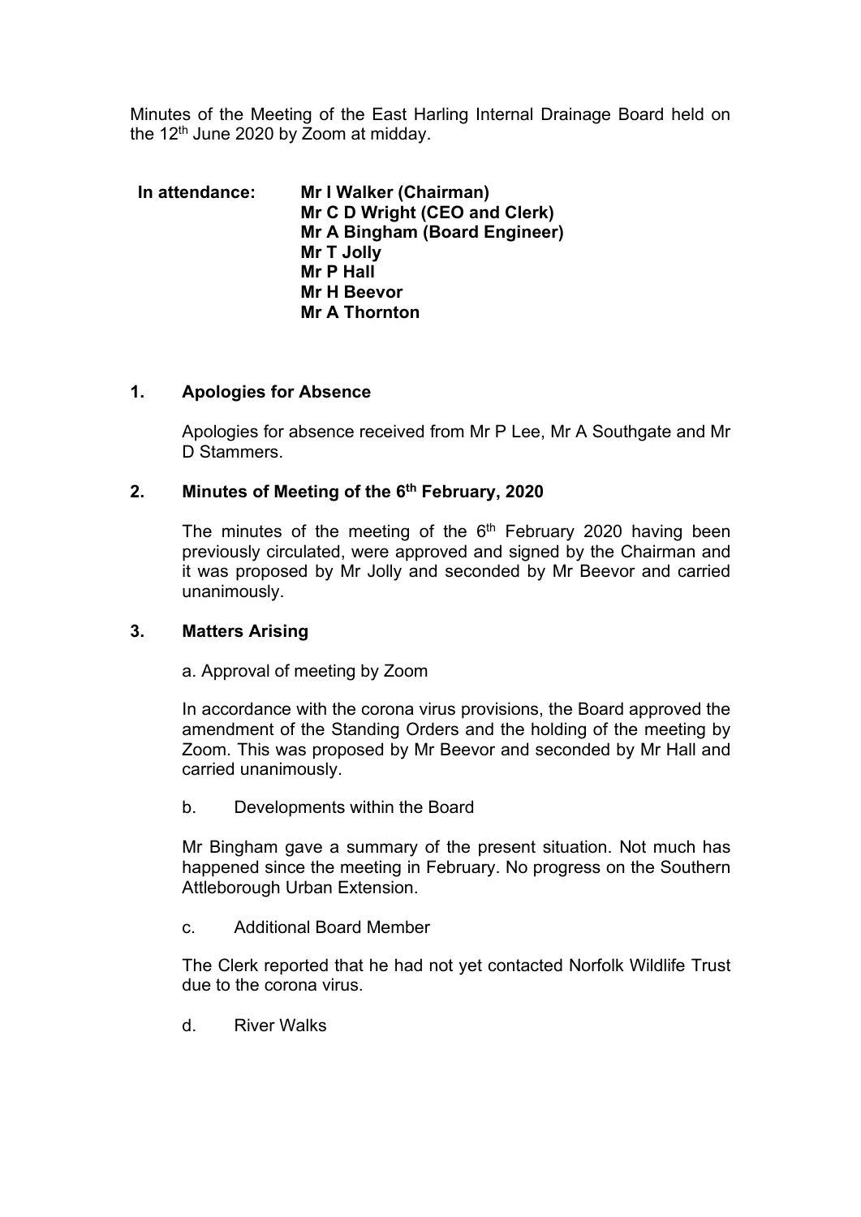Minutes of the Meeting of the East Harling Internal Drainage Board held on the 12th June 2020 by Zoom at midday.

**In attendance:**

**Mr I Walker (Chairman)**
**Mr C D Wright (CEO and Clerk)**
**Mr A Bingham (Board Engineer)**
**Mr T Jolly**
**Mr P Hall**
**Mr H Beevor**
**Mr A Thornton**

## 1. Apologies for Absence

Apologies for absence received from Mr P Lee, Mr A Southgate and Mr D Stammers.

## 2. Minutes of Meeting of the 6th February, 2020

The minutes of the meeting of the 6th February 2020 having been previously circulated, were approved and signed by the Chairman and it was proposed by Mr Jolly and seconded by Mr Beevor and carried unanimously.

## 3. Matters Arising

a. Approval of meeting by Zoom

In accordance with the corona virus provisions, the Board approved the amendment of the Standing Orders and the holding of the meeting by Zoom. This was proposed by Mr Beevor and seconded by Mr Hall and carried unanimously.

b. Developments within the Board

Mr Bingham gave a summary of the present situation. Not much has happened since the meeting in February. No progress on the Southern Attleborough Urban Extension.

c. Additional Board Member

The Clerk reported that he had not yet contacted Norfolk Wildlife Trust due to the corona virus.

d. River Walks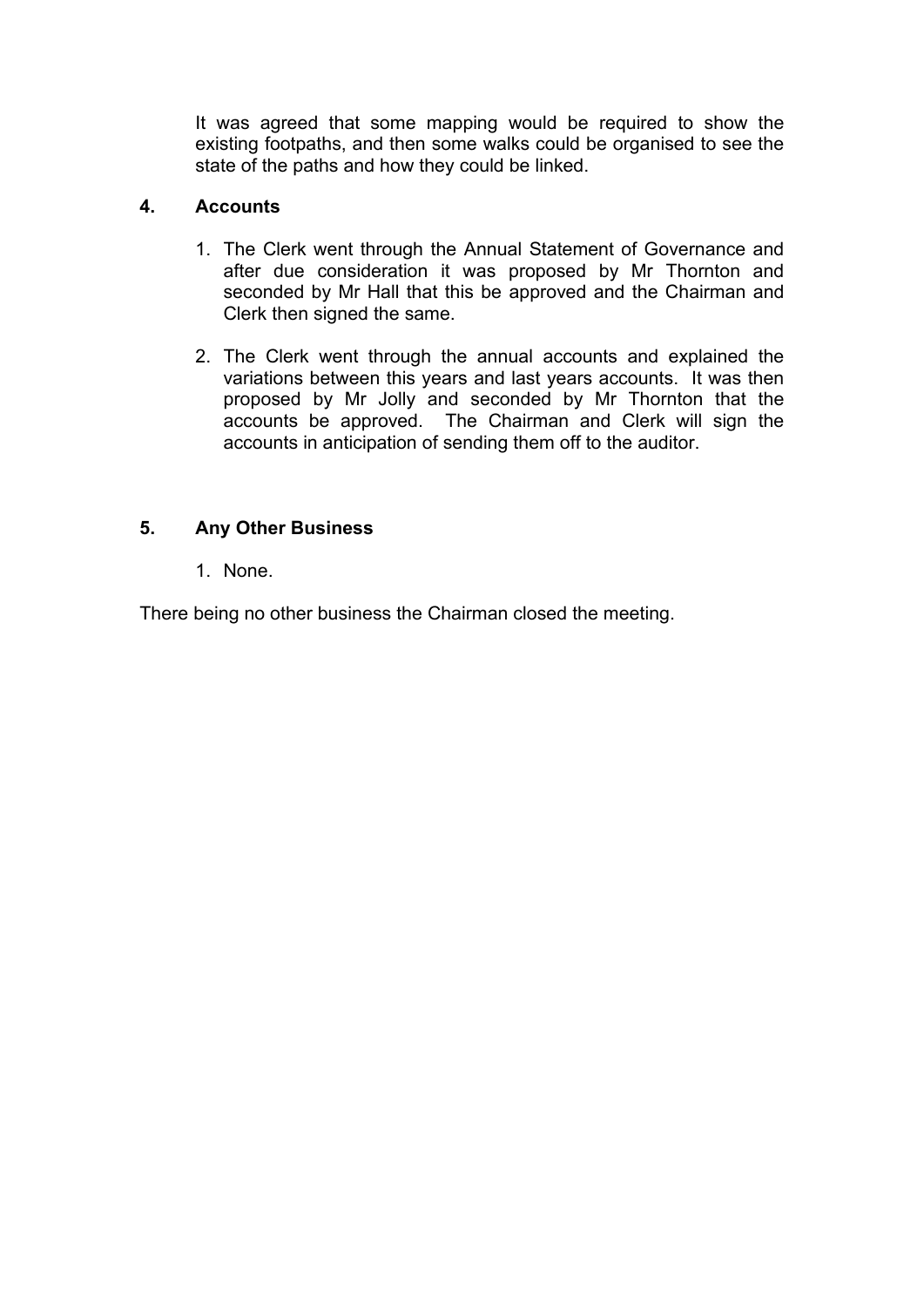It was agreed that some mapping would be required to show the existing footpaths, and then some walks could be organised to see the state of the paths and how they could be linked.

## 4. Accounts

1. The Clerk went through the Annual Statement of Governance and after due consideration it was proposed by Mr Thornton and seconded by Mr Hall that this be approved and the Chairman and Clerk then signed the same.

2. The Clerk went through the annual accounts and explained the variations between this years and last years accounts. It was then proposed by Mr Jolly and seconded by Mr Thornton that the accounts be approved. The Chairman and Clerk will sign the accounts in anticipation of sending them off to the auditor.

## 5. Any Other Business

1. None.

There being no other business the Chairman closed the meeting.